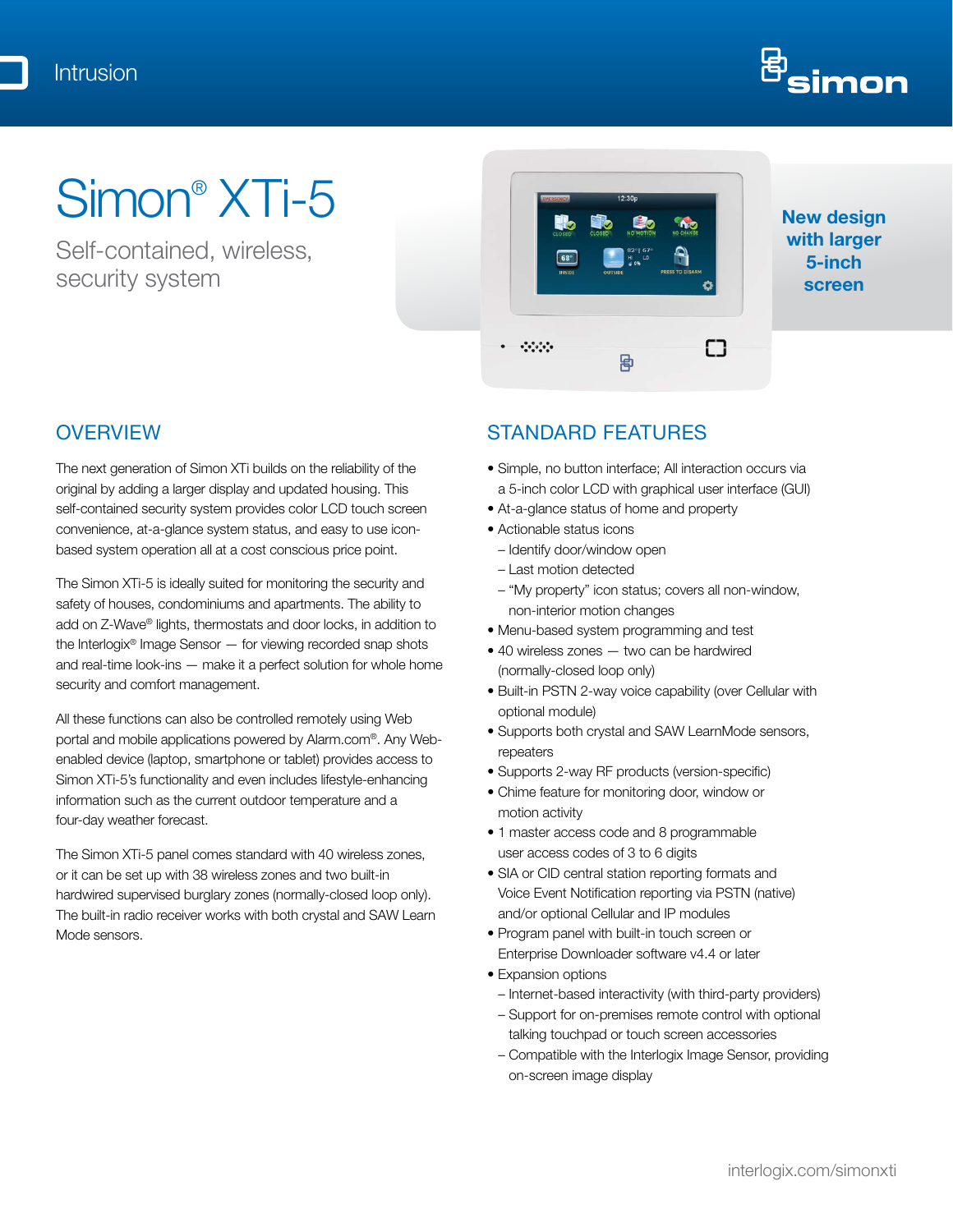Intrusion

# Simon® XTi-5

Self-contained, wireless, security system

**New design with larger 5-inch screen**

## OVERVIEW

The next generation of Simon XTi builds on the reliability of the original by adding a larger display and updated housing. This self-contained security system provides color LCD screen convenience, at-a-glance system status, and easy to use icon-based system operation all at a cost conscious price point.

The Simon XTi-5 is ideally suited for monitoring the security and safety of houses, condominiums and apartments. The ability to add on Z-Wave® lights, thermostats and door locks, in addition to the Interlogix® Image Sensor — for viewing recorded snap shots and real-time look-ins — make it a perfect solution for whole home security and comfort management.

All these functions can also be controlled remotely using Web portal and mobile applications powered by Alarm.com®. Any Web-enabled device (laptop, smartphone or tablet) provides access to Simon XTi-5's functionality and even includes lifestyle-enhancing information such as the current outdoor temperature and a four-day weather forecast.

The Simon XTi-5 panel comes standard with 40 wireless zones, or it can be set up with 38 wireless zones and two built-in hardwired supervised burglary zones (normally-closed loop only). The built-in radio receiver works with both crystal and SAW Learn Mode sensors.

## STANDARD FEATURES

- Simple, no button interface; All interaction occurs via a 5-inch color LCD with graphical user interface (GUI)
- At-a-glance status of home and property
- Actionable status icons
  - Identify door/window open
  - Last motion detected
  - "My property" icon status; covers all non-window, non-interior motion changes
- Menu-based system programming and test
- 40 wireless zones — two can be hardwired (normally-closed loop only)
- Built-in PSTN 2-way voice capability (over Cellular with optional module)
- Supports both crystal and SAW LearnMode sensors, repeaters
- Supports 2-way RF products (version-specific)
- Chime feature for monitoring door, window or motion activity
- 1 master access code and 8 programmable user access codes of 3 to 6 digits
- SIA or CID central station reporting formats and Voice Event Notification reporting via PSTN (native) and/or optional Cellular and IP modules
- Program panel with built-in touch screen or Enterprise Downloader software v4.4 or later
- Expansion options
  - Internet-based interactivity (with third-party providers)
  - Support for on-premises remote control with optional talking touchpad or touch screen accessories
  - Compatible with the Interlogix Image Sensor, providing on-screen image display

interlogix.com/simonxti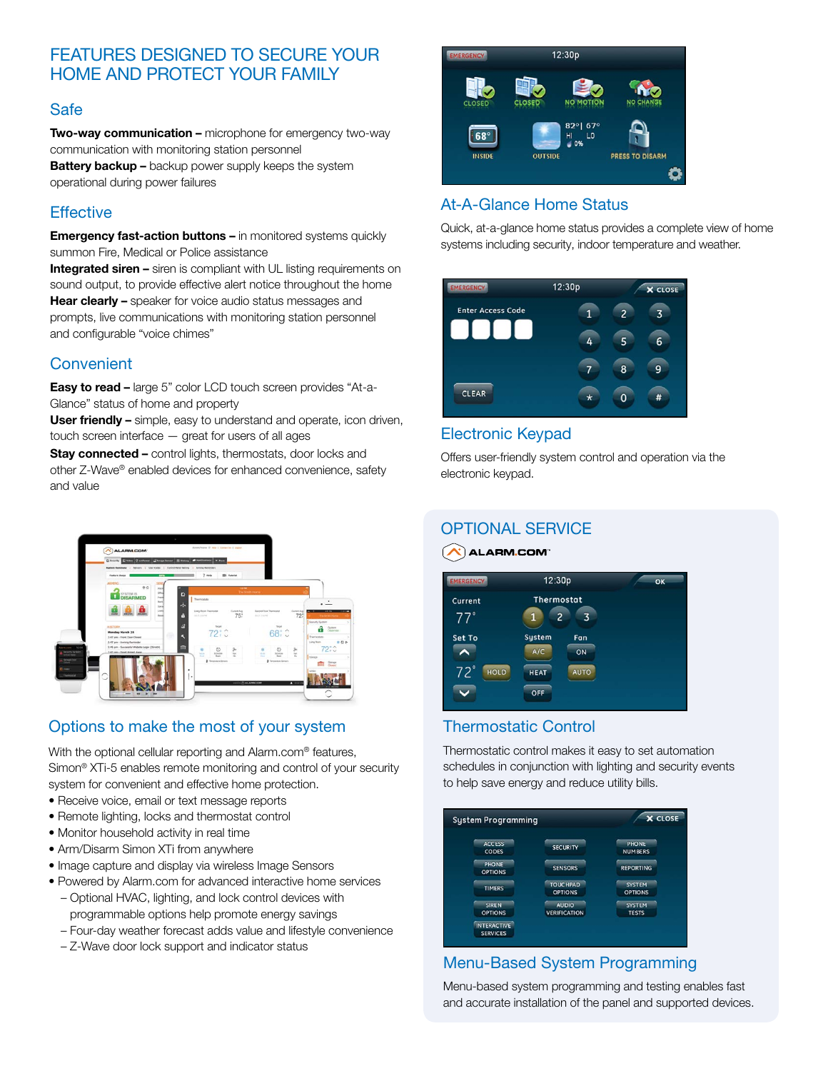# FEATURES DESIGNED TO SECURE YOUR HOME AND PROTECT YOUR FAMILY

## Safe

**Two-way communication –** microphone for emergency two-way communication with monitoring station personnel

**Battery backup –** backup power supply keeps the system operational during power failures

## Effective

**Emergency fast-action buttons –** in monitored systems quickly summon Fire, Medical or Police assistance

**Integrated siren –** siren is compliant with UL listing requirements on sound output, to provide effective alert notice throughout the home

**Hear clearly –** speaker for voice audio status messages and prompts, live communications with monitoring station personnel and configurable “voice chimes”

## Convenient

**Easy to read –** large 5” color LCD touch screen provides “At-a-Glance” status of home and property

**User friendly –** simple, easy to understand and operate, icon driven, touch screen interface — great for users of all ages

**Stay connected –** control lights, thermostats, door locks and other Z-Wave® enabled devices for enhanced convenience, safety and value

## At-A-Glance Home Status

Quick, at-a-glance home status provides a complete view of home systems including security, indoor temperature and weather.

## Electronic Keypad

Offers user-friendly system control and operation via the electronic keypad.

## Options to make the most of your system

With the optional cellular reporting and Alarm.com® features, Simon® XTi-5 enables remote monitoring and control of your security system for convenient and effective home protection.

- Receive voice, email or text message reports
- Remote lighting, locks and thermostat control
- Monitor household activity in real time
- Arm/Disarm Simon XTi from anywhere
- Image capture and display via wireless Image Sensors
- Powered by Alarm.com for advanced interactive home services
  - Optional HVAC, lighting, and lock control devices with programmable options help promote energy savings
  - Four-day weather forecast adds value and lifestyle convenience
  - Z-Wave door lock support and indicator status

## OPTIONAL SERVICE

ALARM.COM

## Thermostatic Control

Thermostatic control makes it easy to set automation schedules in conjunction with lighting and security events to help save energy and reduce utility bills.

## Menu-Based System Programming

Menu-based system programming and testing enables fast and accurate installation of the panel and supported devices.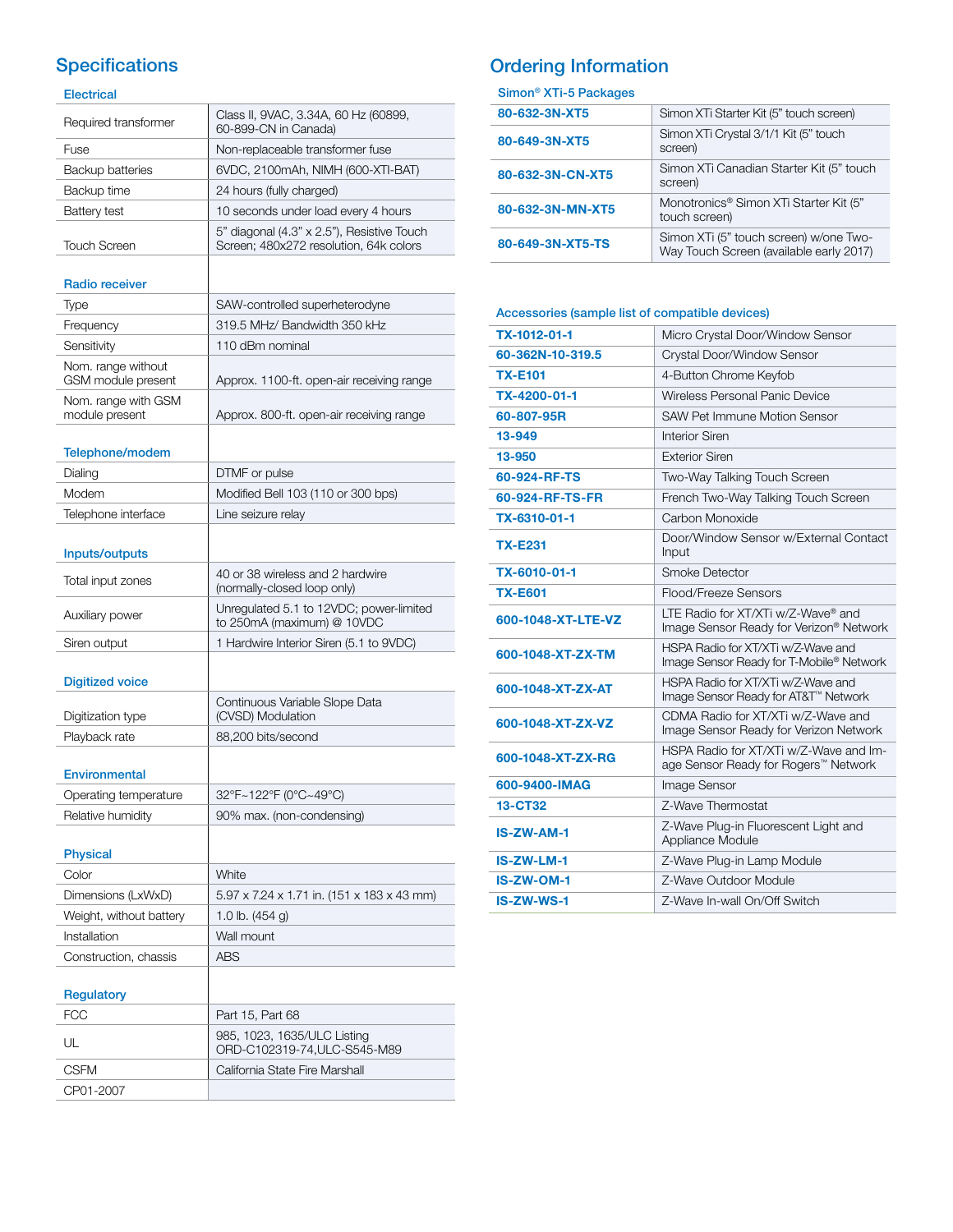## Specifications

### Electrical

| | |
|---|---|
| Required transformer | Class II, 9VAC, 3.34A, 60 Hz (60899, 60-899-CN in Canada) |
| Fuse | Non-replaceable transformer fuse |
| Backup batteries | 6VDC, 2100mAh, NIMH (600-XTI-BAT) |
| Backup time | 24 hours (fully charged) |
| Battery test | 10 seconds under load every 4 hours |
| Touch Screen | 5” diagonal (4.3” x 2.5”), Resistive Touch Screen; 480x272 resolution, 64k colors |

### Radio receiver

| | |
|---|---|
| Type | SAW-controlled superheterodyne |
| Frequency | 319.5 MHz/ Bandwidth 350 kHz |
| Sensitivity | 110 dBm nominal |
| Nom. range without GSM module present | Approx. 1100-ft. open-air receiving range |
| Nom. range with GSM module present | Approx. 800-ft. open-air receiving range |

### Telephone/modem

| | |
|---|---|
| Dialing | DTMF or pulse |
| Modem | Modified Bell 103 (110 or 300 bps) |
| Telephone interface | Line seizure relay |

### Inputs/outputs

| | |
|---|---|
| Total input zones | 40 or 38 wireless and 2 hardwire (normally-closed loop only) |
| Auxiliary power | Unregulated 5.1 to 12VDC; power-limited to 250mA (maximum) @ 10VDC |
| Siren output | 1 Hardwire Interior Siren (5.1 to 9VDC) |

### Digitized voice

| | |
|---|---|
| Digitization type | Continuous Variable Slope Data (CVSD) Modulation |
| Playback rate | 88,200 bits/second |

### Environmental

| | |
|---|---|
| Operating temperature | 32°F~122°F (0°C~49°C) |
| Relative humidity | 90% max. (non-condensing) |

### Physical

| | |
|---|---|
| Color | White |
| Dimensions (LxWxD) | 5.97 x 7.24 x 1.71 in. (151 x 183 x 43 mm) |
| Weight, without battery | 1.0 lb. (454 g) |
| Installation | Wall mount |
| Construction, chassis | ABS |

### Regulatory

| | |
|---|---|
| FCC | Part 15, Part 68 |
| UL | 985, 1023, 1635/ULC Listing ORD-C102319-74,ULC-S545-M89 |
| CSFM | California State Fire Marshall |
| CP01-2007 | |

## Ordering Information

### Simon® XTi-5 Packages

| | |
|---|---|
| **80-632-3N-XT5** | Simon XTi Starter Kit (5” touch screen) |
| **80-649-3N-XT5** | Simon XTi Crystal 3/1/1 Kit (5” touch screen) |
| **80-632-3N-CN-XT5** | Simon XTi Canadian Starter Kit (5” touch screen) |
| **80-632-3N-MN-XT5** | Monotronics® Simon XTi Starter Kit (5” touch screen) |
| **80-649-3N-XT5-TS** | Simon XTi (5” touch screen) w/one Two-Way Touch Screen (available early 2017) |

### Accessories (sample list of compatible devices)

| | |
|---|---|
| **TX-1012-01-1** | Micro Crystal Door/Window Sensor |
| **60-362N-10-319.5** | Crystal Door/Window Sensor |
| **TX-E101** | 4-Button Chrome Keyfob |
| **TX-4200-01-1** | Wireless Personal Panic Device |
| **60-807-95R** | SAW Pet Immune Motion Sensor |
| **13-949** | Interior Siren |
| **13-950** | Exterior Siren |
| **60-924-RF-TS** | Two-Way Talking Touch Screen |
| **60-924-RF-TS-FR** | French Two-Way Talking Touch Screen |
| **TX-6310-01-1** | Carbon Monoxide |
| **TX-E231** | Door/Window Sensor w/External Contact Input |
| **TX-6010-01-1** | Smoke Detector |
| **TX-E601** | Flood/Freeze Sensors |
| **600-1048-XT-LTE-VZ** | LTE Radio for XT/XTi w/Z-Wave® and Image Sensor Ready for Verizon® Network |
| **600-1048-XT-ZX-TM** | HSPA Radio for XT/XTi w/Z-Wave and Image Sensor Ready for T-Mobile® Network |
| **600-1048-XT-ZX-AT** | HSPA Radio for XT/XTi w/Z-Wave and Image Sensor Ready for AT&T™ Network |
| **600-1048-XT-ZX-VZ** | CDMA Radio for XT/XTi w/Z-Wave and Image Sensor Ready for Verizon Network |
| **600-1048-XT-ZX-RG** | HSPA Radio for XT/XTi w/Z-Wave and Image Sensor Ready for Rogers™ Network |
| **600-9400-IMAG** | Image Sensor |
| **13-CT32** | Z-Wave Thermostat |
| **IS-ZW-AM-1** | Z-Wave Plug-in Fluorescent Light and Appliance Module |
| **IS-ZW-LM-1** | Z-Wave Plug-in Lamp Module |
| **IS-ZW-OM-1** | Z-Wave Outdoor Module |
| **IS-ZW-WS-1** | Z-Wave In-wall On/Off Switch |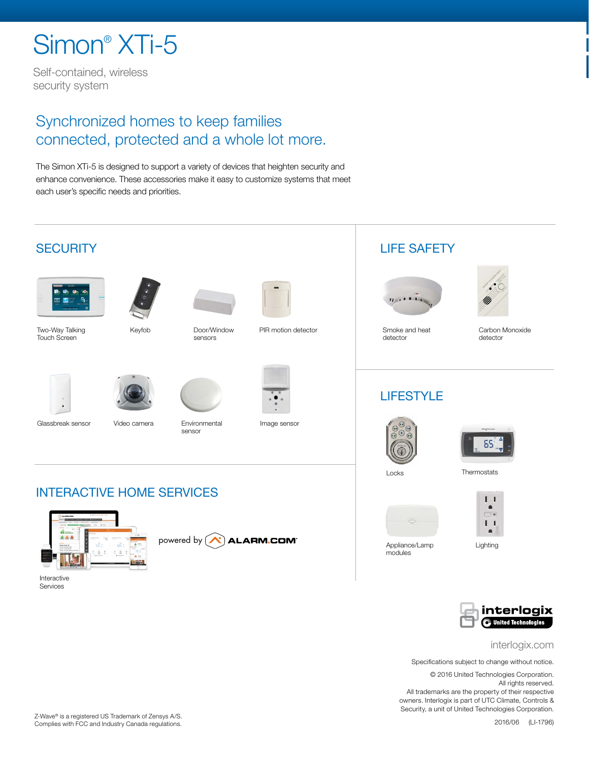# Simon® XTi-5

Self-contained, wireless security system

## Synchronized homes to keep families connected, protected and a whole lot more.

The Simon XTi-5 is designed to support a variety of devices that heighten security and enhance convenience. These accessories make it easy to customize systems that meet each user's specific needs and priorities.

### SECURITY

Two-Way Talking Touch Screen

Keyfob

Door/Window sensors

PIR motion detector

Glassbreak sensor

Video camera

Environmental sensor

Image sensor

### INTERACTIVE HOME SERVICES

Interactive Services

powered by ALARM.COM

### LIFE SAFETY

Smoke and heat detector

Carbon Monoxide detector

### LIFESTYLE

Locks

Thermostats

Appliance/Lamp modules

Lighting

interlogix United Technologies

interlogix.com

Specifications subject to change without notice.

© 2016 United Technologies Corporation. All rights reserved.

All trademarks are the property of their respective owners. Interlogix is part of UTC Climate, Controls & Security, a unit of United Technologies Corporation.

2016/06 (LI-1796)

Z-Wave® is a registered US Trademark of Zensys A/S. Complies with FCC and Industry Canada regulations.